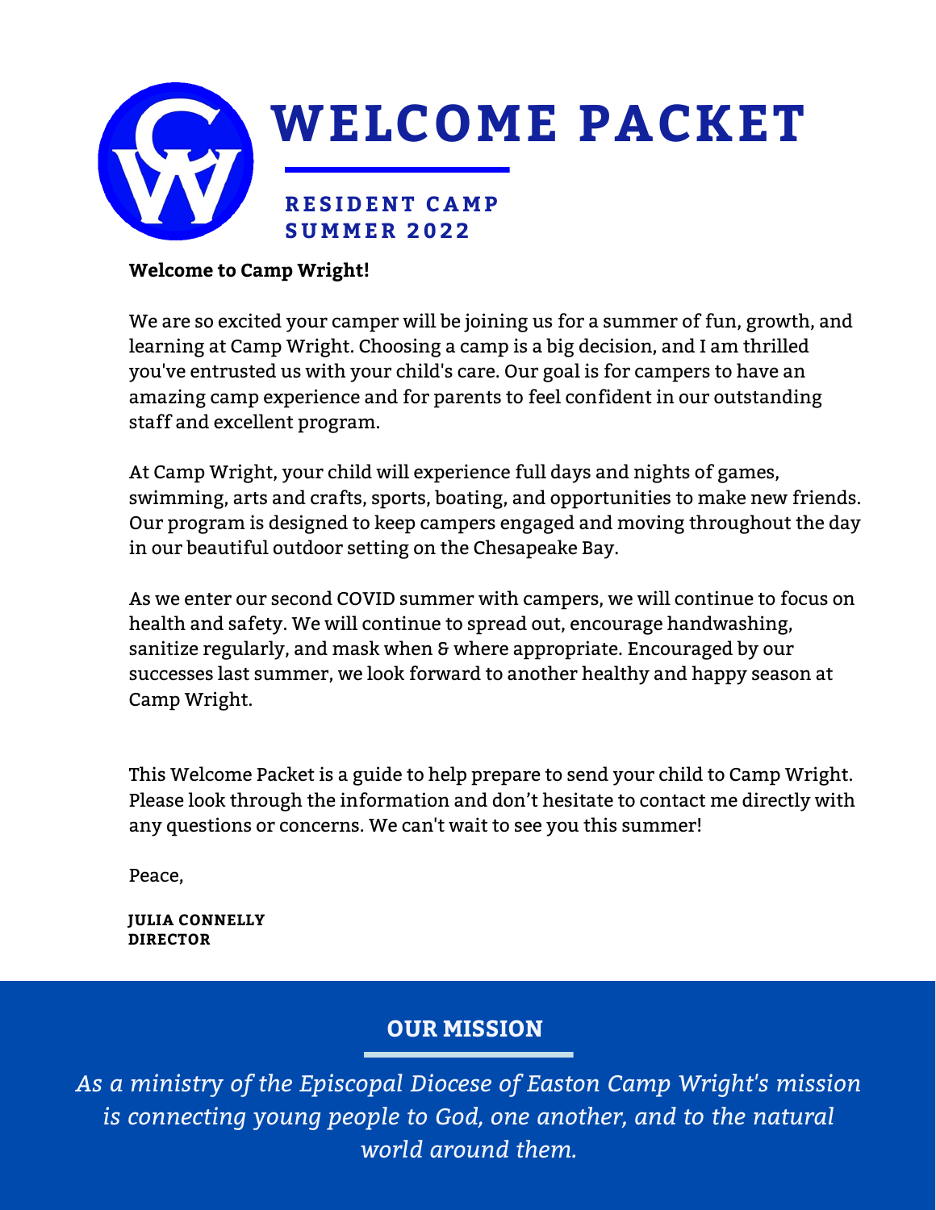# WELCOME PACKET

## RESIDENT CAMP SUMMER 2022

**Welcome to Camp Wright!**

We are so excited your camper will be joining us for a summer of fun, growth, and learning at Camp Wright. Choosing a camp is a big decision, and I am thrilled you've entrusted us with your child's care. Our goal is for campers to have an amazing camp experience and for parents to feel confident in our outstanding staff and excellent program.

At Camp Wright, your child will experience full days and nights of games, swimming, arts and crafts, sports, boating, and opportunities to make new friends. Our program is designed to keep campers engaged and moving throughout the day in our beautiful outdoor setting on the Chesapeake Bay.

As we enter our second COVID summer with campers, we will continue to focus on health and safety. We will continue to spread out, encourage handwashing, sanitize regularly, and mask when & where appropriate. Encouraged by our successes last summer, we look forward to another healthy and happy season at Camp Wright.

This Welcome Packet is a guide to help prepare to send your child to Camp Wright. Please look through the information and don't hesitate to contact me directly with any questions or concerns. We can't wait to see you this summer!

Peace,

**JULIA CONNELLY**
**DIRECTOR**

## OUR MISSION

*As a ministry of the Episcopal Diocese of Easton Camp Wright's mission is connecting young people to God, one another, and to the natural world around them.*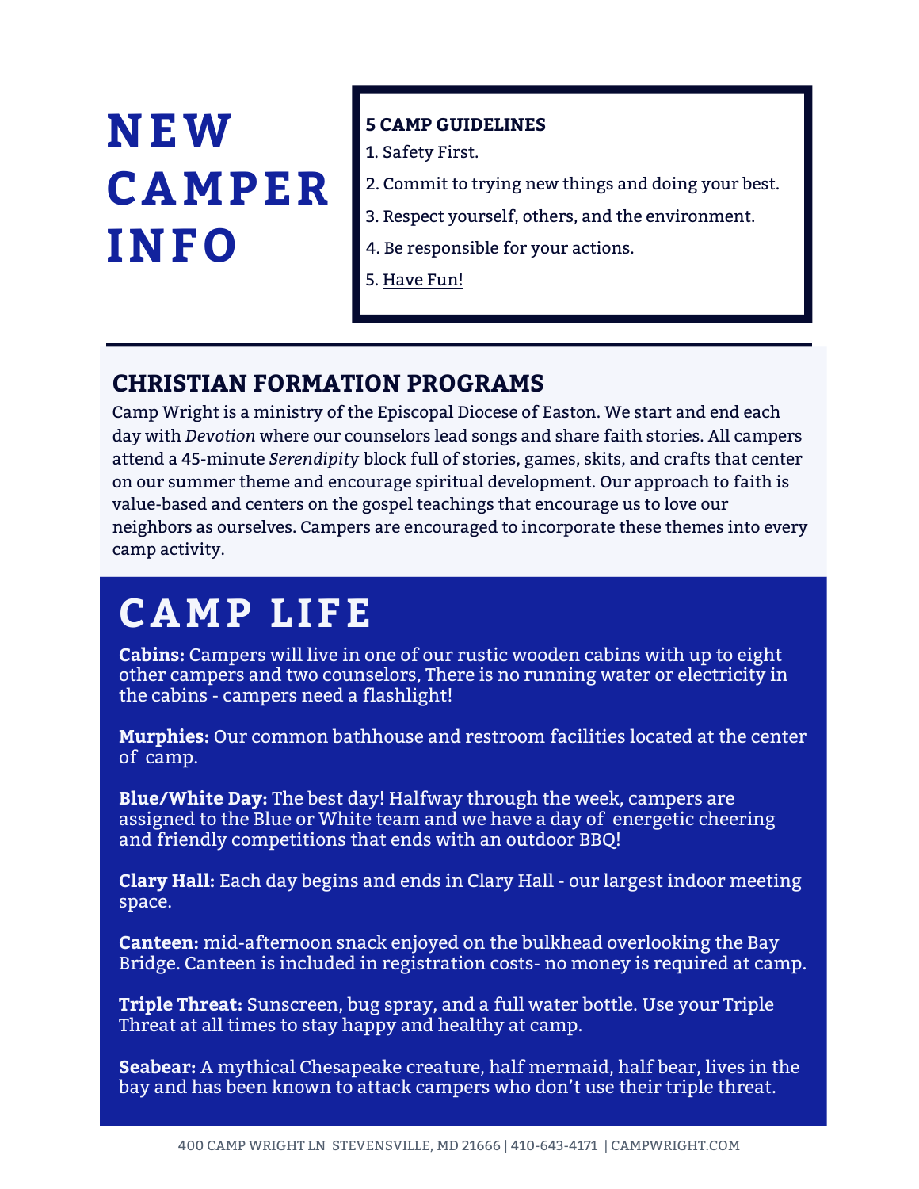# NEW CAMPER INFO

**5 CAMP GUIDELINES**

1. Safety First.
2. Commit to trying new things and doing your best.
3. Respect yourself, others, and the environment.
4. Be responsible for your actions.
5. Have Fun!

## CHRISTIAN FORMATION PROGRAMS

Camp Wright is a ministry of the Episcopal Diocese of Easton. We start and end each day with *Devotion* where our counselors lead songs and share faith stories. All campers attend a 45-minute *Serendipity* block full of stories, games, skits, and crafts that center on our summer theme and encourage spiritual development. Our approach to faith is value-based and centers on the gospel teachings that encourage us to love our neighbors as ourselves. Campers are encouraged to incorporate these themes into every camp activity.

# CAMP LIFE

**Cabins:** Campers will live in one of our rustic wooden cabins with up to eight other campers and two counselors, There is no running water or electricity in the cabins - campers need a flashlight!

**Murphies:** Our common bathhouse and restroom facilities located at the center of camp.

**Blue/White Day:** The best day! Halfway through the week, campers are assigned to the Blue or White team and we have a day of energetic cheering and friendly competitions that ends with an outdoor BBQ!

**Clary Hall:** Each day begins and ends in Clary Hall - our largest indoor meeting space.

**Canteen:** mid-afternoon snack enjoyed on the bulkhead overlooking the Bay Bridge. Canteen is included in registration costs- no money is required at camp.

**Triple Threat:** Sunscreen, bug spray, and a full water bottle. Use your Triple Threat at all times to stay happy and healthy at camp.

**Seabear:** A mythical Chesapeake creature, half mermaid, half bear, lives in the bay and has been known to attack campers who don't use their triple threat.

400 CAMP WRIGHT LN STEVENSVILLE, MD 21666 | 410-643-4171 | CAMPWRIGHT.COM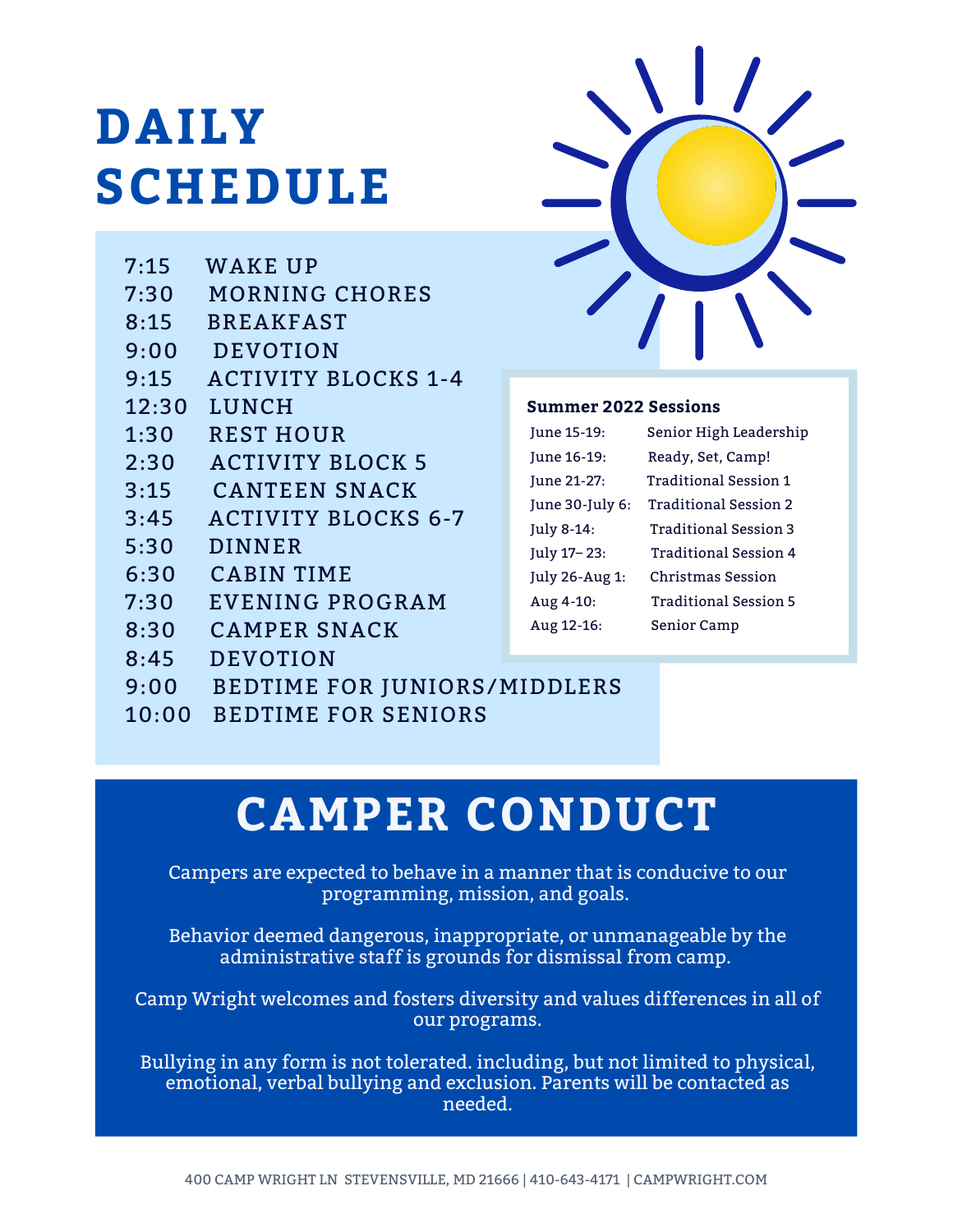# DAILY SCHEDULE

| Time | Activity |
| --- | --- |
| 7:15 | WAKE UP |
| 7:30 | MORNING CHORES |
| 8:15 | BREAKFAST |
| 9:00 | DEVOTION |
| 9:15 | ACTIVITY BLOCKS 1-4 |
| 12:30 | LUNCH |
| 1:30 | REST HOUR |
| 2:30 | ACTIVITY BLOCK 5 |
| 3:15 | CANTEEN SNACK |
| 3:45 | ACTIVITY BLOCKS 6-7 |
| 5:30 | DINNER |
| 6:30 | CABIN TIME |
| 7:30 | EVENING PROGRAM |
| 8:30 | CAMPER SNACK |
| 8:45 | DEVOTION |
| 9:00 | BEDTIME FOR JUNIORS/MIDDLERS |
| 10:00 | BEDTIME FOR SENIORS |

**Summer 2022 Sessions**

| Dates | Session |
| --- | --- |
| June 15-19: | Senior High Leadership |
| June 16-19: | Ready, Set, Camp! |
| June 21-27: | Traditional Session 1 |
| June 30-July 6: | Traditional Session 2 |
| July 8-14: | Traditional Session 3 |
| July 17– 23: | Traditional Session 4 |
| July 26-Aug 1: | Christmas Session |
| Aug 4-10: | Traditional Session 5 |
| Aug 12-16: | Senior Camp |

# CAMPER CONDUCT

Campers are expected to behave in a manner that is conducive to our programming, mission, and goals.

Behavior deemed dangerous, inappropriate, or unmanageable by the administrative staff is grounds for dismissal from camp.

Camp Wright welcomes and fosters diversity and values differences in all of our programs.

Bullying in any form is not tolerated. including, but not limited to physical, emotional, verbal bullying and exclusion. Parents will be contacted as needed.

400 CAMP WRIGHT LN STEVENSVILLE, MD 21666 | 410-643-4171 | CAMPWRIGHT.COM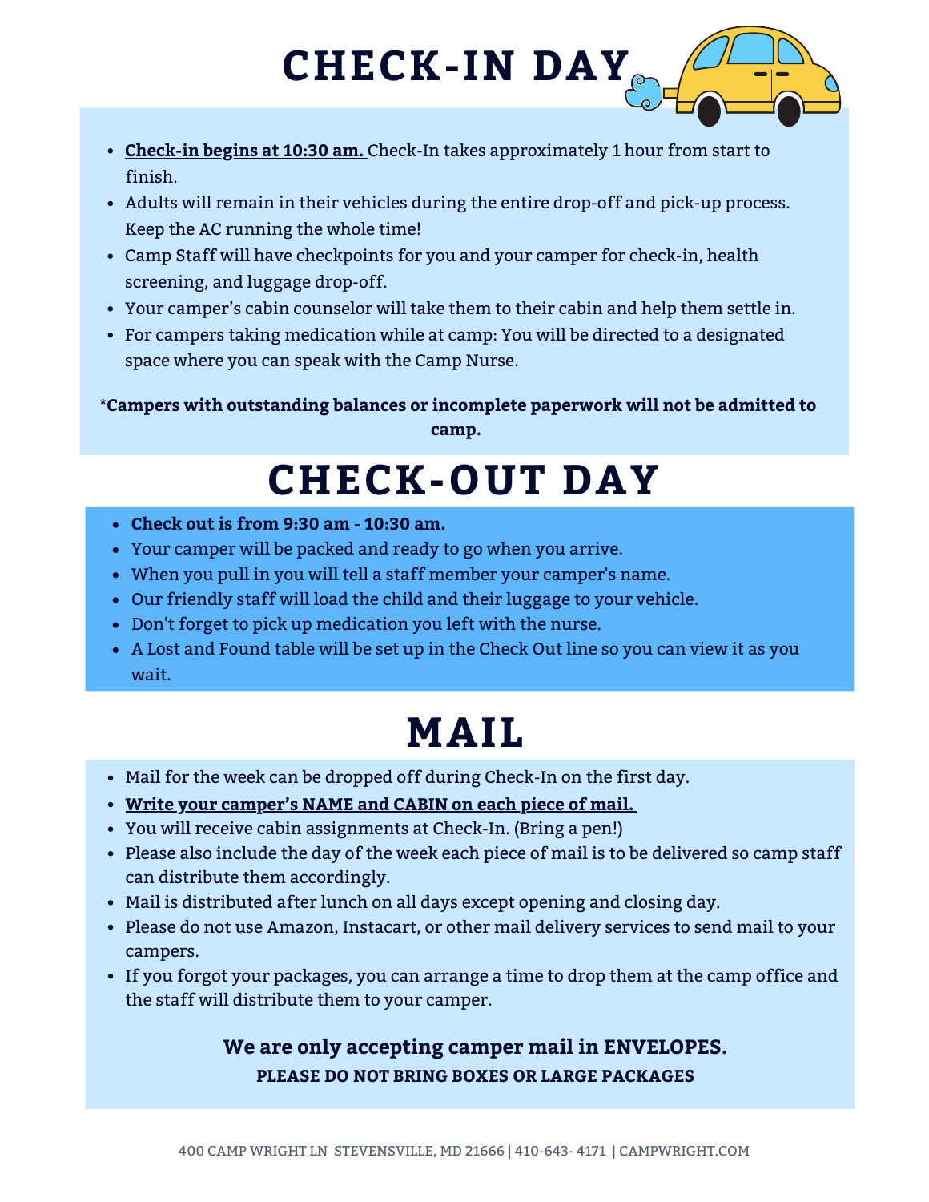# CHECK-IN DAY

- **Check-in begins at 10:30 am.** Check-In takes approximately 1 hour from start to finish.
- Adults will remain in their vehicles during the entire drop-off and pick-up process. Keep the AC running the whole time!
- Camp Staff will have checkpoints for you and your camper for check-in, health screening, and luggage drop-off.
- Your camper's cabin counselor will take them to their cabin and help them settle in.
- For campers taking medication while at camp: You will be directed to a designated space where you can speak with the Camp Nurse.

**\*Campers with outstanding balances or incomplete paperwork will not be admitted to camp.**

# CHECK-OUT DAY

- **Check out is from 9:30 am - 10:30 am.**
- Your camper will be packed and ready to go when you arrive.
- When you pull in you will tell a staff member your camper's name.
- Our friendly staff will load the child and their luggage to your vehicle.
- Don't forget to pick up medication you left with the nurse.
- A Lost and Found table will be set up in the Check Out line so you can view it as you wait.

# MAIL

- Mail for the week can be dropped off during Check-In on the first day.
- **Write your camper's NAME and CABIN on each piece of mail.**
- You will receive cabin assignments at Check-In. (Bring a pen!)
- Please also include the day of the week each piece of mail is to be delivered so camp staff can distribute them accordingly.
- Mail is distributed after lunch on all days except opening and closing day.
- Please do not use Amazon, Instacart, or other mail delivery services to send mail to your campers.
- If you forgot your packages, you can arrange a time to drop them at the camp office and the staff will distribute them to your camper.

**We are only accepting camper mail in ENVELOPES.**

**PLEASE DO NOT BRING BOXES OR LARGE PACKAGES**

400 CAMP WRIGHT LN STEVENSVILLE, MD 21666 | 410-643- 4171 | CAMPWRIGHT.COM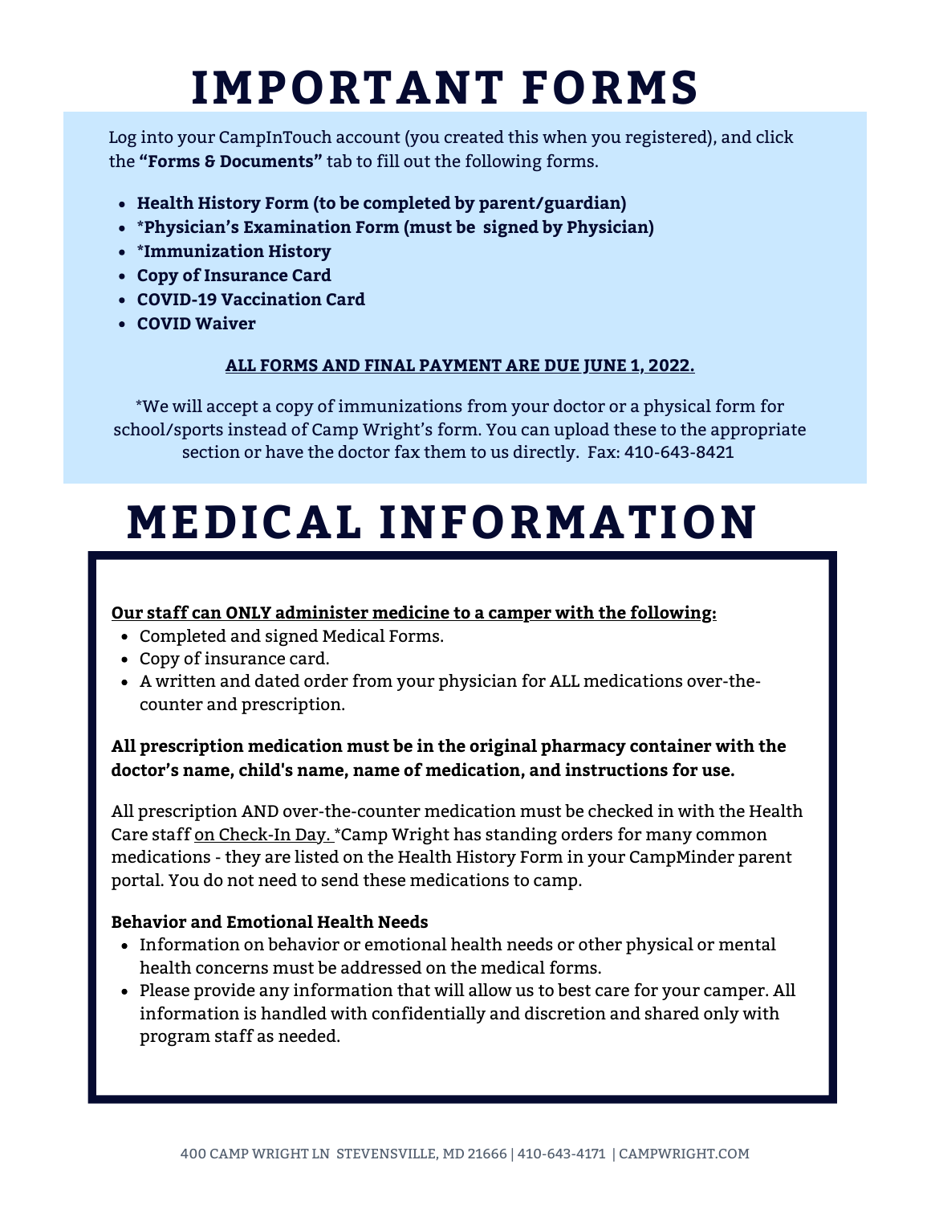# IMPORTANT FORMS

Log into your CampInTouch account (you created this when you registered), and click the **"Forms & Documents"** tab to fill out the following forms.

- **Health History Form (to be completed by parent/guardian)**
- ***Physician's Examination Form (must be signed by Physician)**
- ***Immunization History**
- **Copy of Insurance Card**
- **COVID-19 Vaccination Card**
- **COVID Waiver**

**ALL FORMS AND FINAL PAYMENT ARE DUE JUNE 1, 2022.**

*We will accept a copy of immunizations from your doctor or a physical form for school/sports instead of Camp Wright's form. You can upload these to the appropriate section or have the doctor fax them to us directly. Fax: 410-643-8421

# MEDICAL INFORMATION

**Our staff can ONLY administer medicine to a camper with the following:**

- Completed and signed Medical Forms.
- Copy of insurance card.
- A written and dated order from your physician for ALL medications over-the-counter and prescription.

**All prescription medication must be in the original pharmacy container with the doctor's name, child's name, name of medication, and instructions for use.**

All prescription AND over-the-counter medication must be checked in with the Health Care staff on Check-In Day. *Camp Wright has standing orders for many common medications - they are listed on the Health History Form in your CampMinder parent portal. You do not need to send these medications to camp.

**Behavior and Emotional Health Needs**

- Information on behavior or emotional health needs or other physical or mental health concerns must be addressed on the medical forms.
- Please provide any information that will allow us to best care for your camper. All information is handled with confidentially and discretion and shared only with program staff as needed.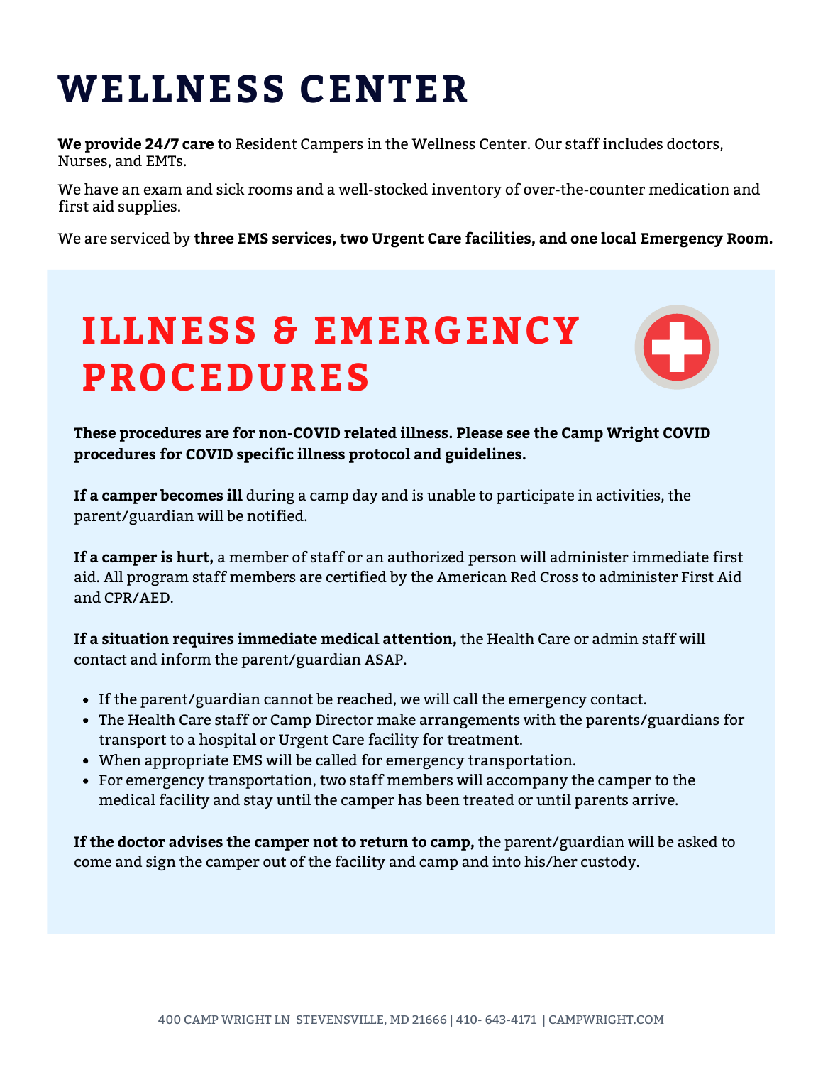# WELLNESS CENTER

**We provide 24/7 care** to Resident Campers in the Wellness Center. Our staff includes doctors, Nurses, and EMTs.

We have an exam and sick rooms and a well-stocked inventory of over-the-counter medication and first aid supplies.

We are serviced by **three EMS services, two Urgent Care facilities, and one local Emergency Room.**

## ILLNESS & EMERGENCY PROCEDURES

**These procedures are for non-COVID related illness. Please see the Camp Wright COVID procedures for COVID specific illness protocol and guidelines.**

**If a camper becomes ill** during a camp day and is unable to participate in activities, the parent/guardian will be notified.

**If a camper is hurt,** a member of staff or an authorized person will administer immediate first aid. All program staff members are certified by the American Red Cross to administer First Aid and CPR/AED.

**If a situation requires immediate medical attention,** the Health Care or admin staff will contact and inform the parent/guardian ASAP.

- If the parent/guardian cannot be reached, we will call the emergency contact.
- The Health Care staff or Camp Director make arrangements with the parents/guardians for transport to a hospital or Urgent Care facility for treatment.
- When appropriate EMS will be called for emergency transportation.
- For emergency transportation, two staff members will accompany the camper to the medical facility and stay until the camper has been treated or until parents arrive.

**If the doctor advises the camper not to return to camp,** the parent/guardian will be asked to come and sign the camper out of the facility and camp and into his/her custody.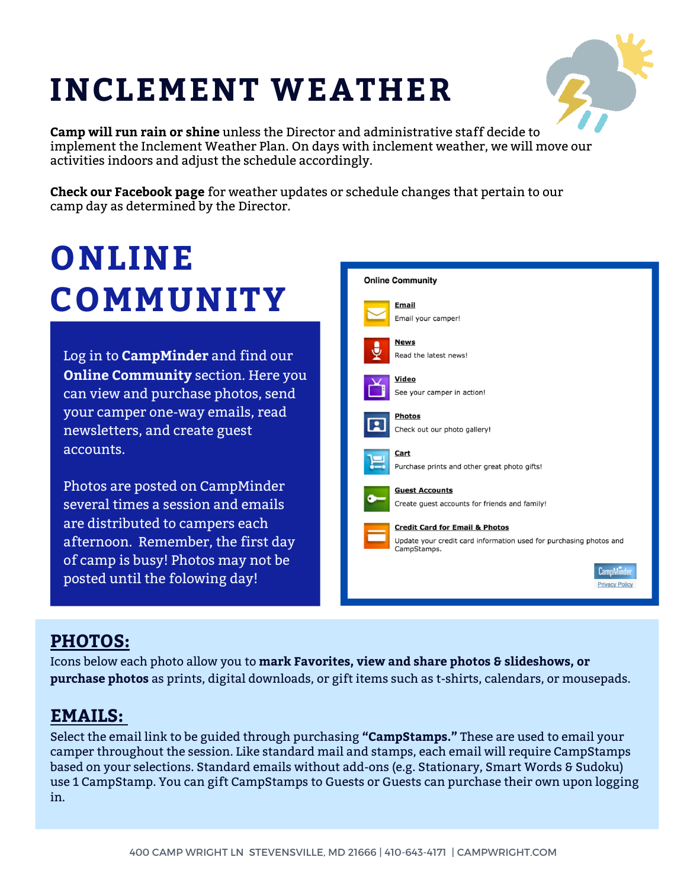# INCLEMENT WEATHER

**Camp will run rain or shine** unless the Director and administrative staff decide to implement the Inclement Weather Plan. On days with inclement weather, we will move our activities indoors and adjust the schedule accordingly.

**Check our Facebook page** for weather updates or schedule changes that pertain to our camp day as determined by the Director.

# ONLINE COMMUNITY

Log in to **CampMinder** and find our **Online Community** section. Here you can view and purchase photos, send your camper one-way emails, read newsletters, and create guest accounts.

Photos are posted on CampMinder several times a session and emails are distributed to campers each afternoon. Remember, the first day of camp is busy! Photos may not be posted until the folowing day!

**Online Community**

- **Email** — Email your camper!
- **News** — Read the latest news!
- **Video** — See your camper in action!
- **Photos** — Check out our photo gallery!
- **Cart** — Purchase prints and other great photo gifts!
- **Guest Accounts** — Create guest accounts for friends and family!
- **Credit Card for Email & Photos** — Update your credit card information used for purchasing photos and CampStamps.

CampMinder
Privacy Policy

## PHOTOS:

Icons below each photo allow you to **mark Favorites, view and share photos & slideshows, or purchase photos** as prints, digital downloads, or gift items such as t-shirts, calendars, or mousepads.

## EMAILS:

Select the email link to be guided through purchasing **"CampStamps."** These are used to email your camper throughout the session. Like standard mail and stamps, each email will require CampStamps based on your selections. Standard emails without add-ons (e.g. Stationary, Smart Words & Sudoku) use 1 CampStamp. You can gift CampStamps to Guests or Guests can purchase their own upon logging in.

400 CAMP WRIGHT LN STEVENSVILLE, MD 21666 | 410-643-4171 | CAMPWRIGHT.COM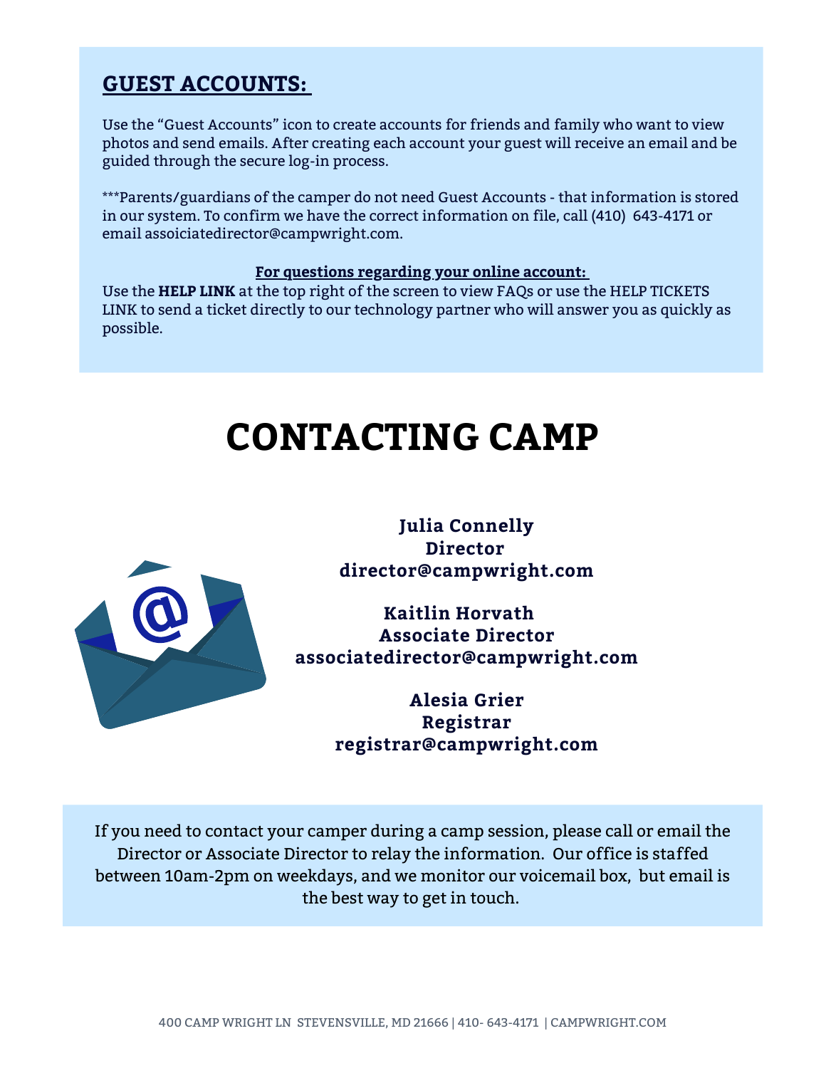## GUEST ACCOUNTS:

Use the "Guest Accounts" icon to create accounts for friends and family who want to view photos and send emails. After creating each account your guest will receive an email and be guided through the secure log-in process.

***Parents/guardians of the camper do not need Guest Accounts - that information is stored in our system. To confirm we have the correct information on file, call (410) 643-4171 or email assoiciatedirector@campwright.com.

**For questions regarding your online account:**

Use the **HELP LINK** at the top right of the screen to view FAQs or use the HELP TICKETS LINK to send a ticket directly to our technology partner who will answer you as quickly as possible.

# CONTACTING CAMP

**Julia Connelly**
**Director**
**director@campwright.com**

**Kaitlin Horvath**
**Associate Director**
**associatedirector@campwright.com**

**Alesia Grier**
**Registrar**
**registrar@campwright.com**

If you need to contact your camper during a camp session, please call or email the Director or Associate Director to relay the information. Our office is staffed between 10am-2pm on weekdays, and we monitor our voicemail box, but email is the best way to get in touch.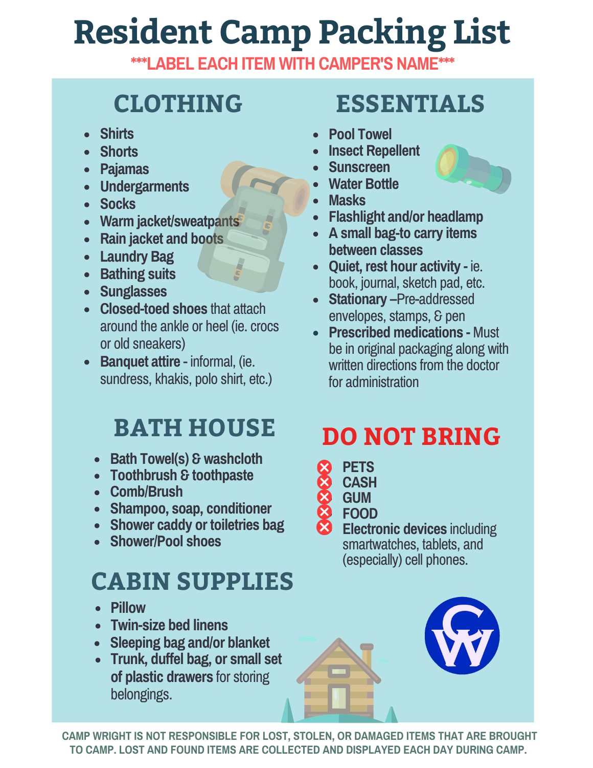# Resident Camp Packing List

***LABEL EACH ITEM WITH CAMPER'S NAME***

## CLOTHING

- **Shirts**
- **Shorts**
- **Pajamas**
- **Undergarments**
- **Socks**
- **Warm jacket/sweatpants**
- **Rain jacket and boots**
- **Laundry Bag**
- **Bathing suits**
- **Sunglasses**
- **Closed-toed shoes** that attach around the ankle or heel (ie. crocs or old sneakers)
- **Banquet attire** - informal, (ie. sundress, khakis, polo shirt, etc.)

## ESSENTIALS

- **Pool Towel**
- **Insect Repellent**
- **Sunscreen**
- **Water Bottle**
- **Masks**
- **Flashlight and/or headlamp**
- **A small bag-to carry items between classes**
- **Quiet, rest hour activity -** ie. book, journal, sketch pad, etc.
- **Stationary –**Pre-addressed envelopes, stamps, & pen
- **Prescribed medications -** Must be in original packaging along with written directions from the doctor for administration

## BATH HOUSE

- **Bath Towel(s) & washcloth**
- **Toothbrush & toothpaste**
- **Comb/Brush**
- **Shampoo, soap, conditioner**
- **Shower caddy or toiletries bag**
- **Shower/Pool shoes**

## DO NOT BRING

- ❌ **PETS**
- ❌ **CASH**
- ❌ **GUM**
- ❌ **FOOD**
- ❌ **Electronic devices** including smartwatches, tablets, and (especially) cell phones.

## CABIN SUPPLIES

- **Pillow**
- **Twin-size bed linens**
- **Sleeping bag and/or blanket**
- **Trunk, duffel bag, or small set of plastic drawers** for storing belongings.

CAMP WRIGHT IS NOT RESPONSIBLE FOR LOST, STOLEN, OR DAMAGED ITEMS THAT ARE BROUGHT TO CAMP. LOST AND FOUND ITEMS ARE COLLECTED AND DISPLAYED EACH DAY DURING CAMP.